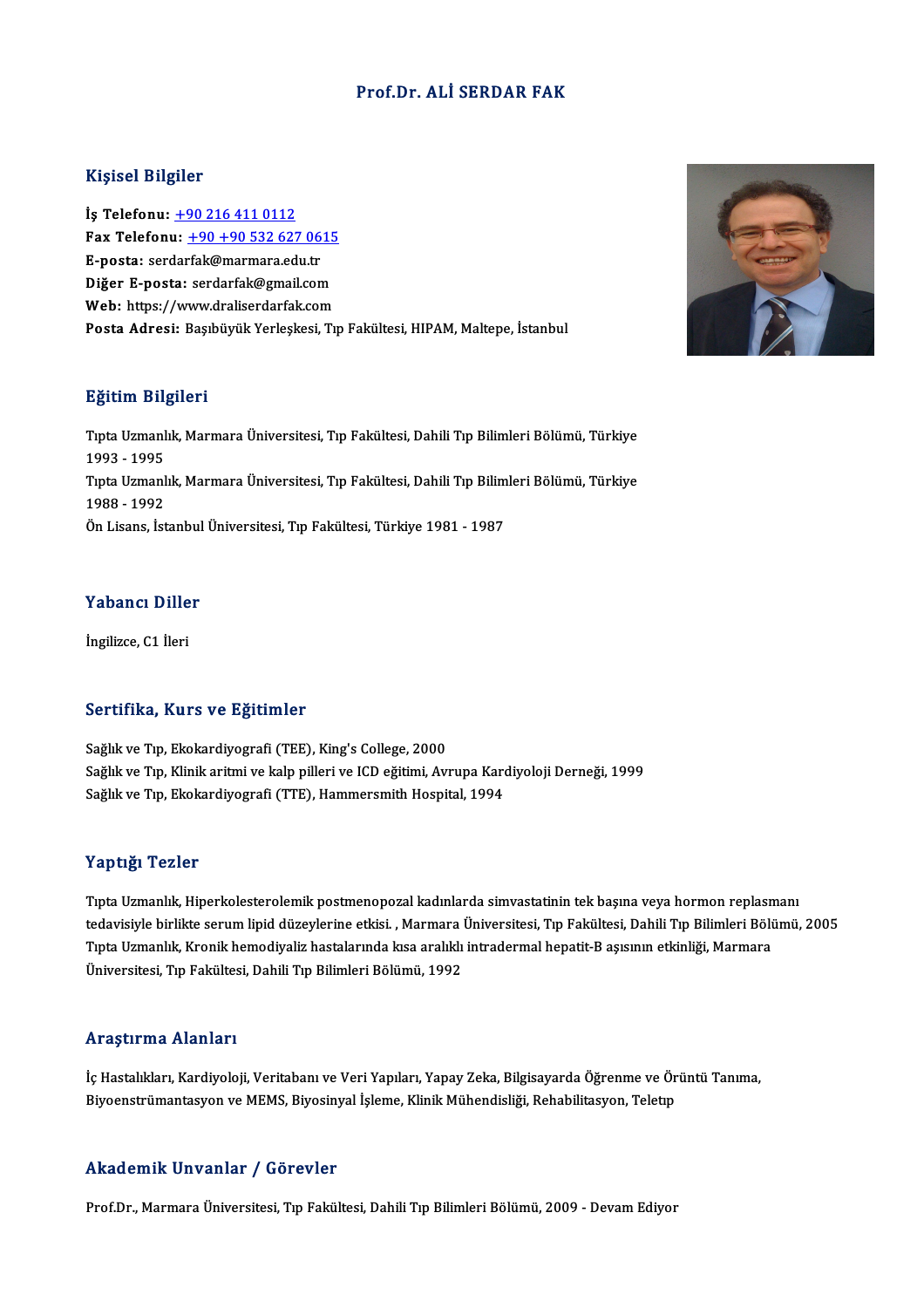# Prof.Dr. ALİ SERDAR FAK

## Kişisel Bilgiler

**İş Telefonu:** +90 216 411 0112
**Fax Telefonu:** +90 +90 532 627 0615
**E-posta:** serdarfak@marmara.edu.tr
**Diğer E-posta:** serdarfak@gmail.com
**Web:** https://www.draliserdarfak.com
**Posta Adresi:** Başıbüyük Yerleşkesi, Tıp Fakültesi, HIPAM, Maltepe, İstanbul

## Eğitim Bilgileri

Tıpta Uzmanlık, Marmara Üniversitesi, Tıp Fakültesi, Dahili Tıp Bilimleri Bölümü, Türkiye 1993 - 1995
Tıpta Uzmanlık, Marmara Üniversitesi, Tıp Fakültesi, Dahili Tıp Bilimleri Bölümü, Türkiye 1988 - 1992
Ön Lisans, İstanbul Üniversitesi, Tıp Fakültesi, Türkiye 1981 - 1987

## Yabancı Diller

İngilizce, C1 İleri

## Sertifika, Kurs ve Eğitimler

Sağlık ve Tıp, Ekokardiyografi (TEE), King's College, 2000
Sağlık ve Tıp, Klinik aritmi ve kalp pilleri ve ICD eğitimi, Avrupa Kardiyoloji Derneği, 1999
Sağlık ve Tıp, Ekokardiyografi (TTE), Hammersmith Hospital, 1994

## Yaptığı Tezler

Tıpta Uzmanlık, Hiperkolesterolemik postmenopozal kadınlarda simvastatinin tek başına veya hormon replasmanı tedavisiyle birlikte serum lipid düzeylerine etkisi. , Marmara Üniversitesi, Tıp Fakültesi, Dahili Tıp Bilimleri Bölümü, 2005
Tıpta Uzmanlık, Kronik hemodiyaliz hastalarında kısa aralıklı intradermal hepatit-B aşısının etkinliği, Marmara Üniversitesi, Tıp Fakültesi, Dahili Tıp Bilimleri Bölümü, 1992

## Araştırma Alanları

İç Hastalıkları, Kardiyoloji, Veritabanı ve Veri Yapıları, Yapay Zeka, Bilgisayarda Öğrenme ve Örüntü Tanıma, Biyoenstrümantasyon ve MEMS, Biyosinyal İşleme, Klinik Mühendisliği, Rehabilitasyon, Teletıp

## Akademik Unvanlar / Görevler

Prof.Dr., Marmara Üniversitesi, Tıp Fakültesi, Dahili Tıp Bilimleri Bölümü, 2009 - Devam Ediyor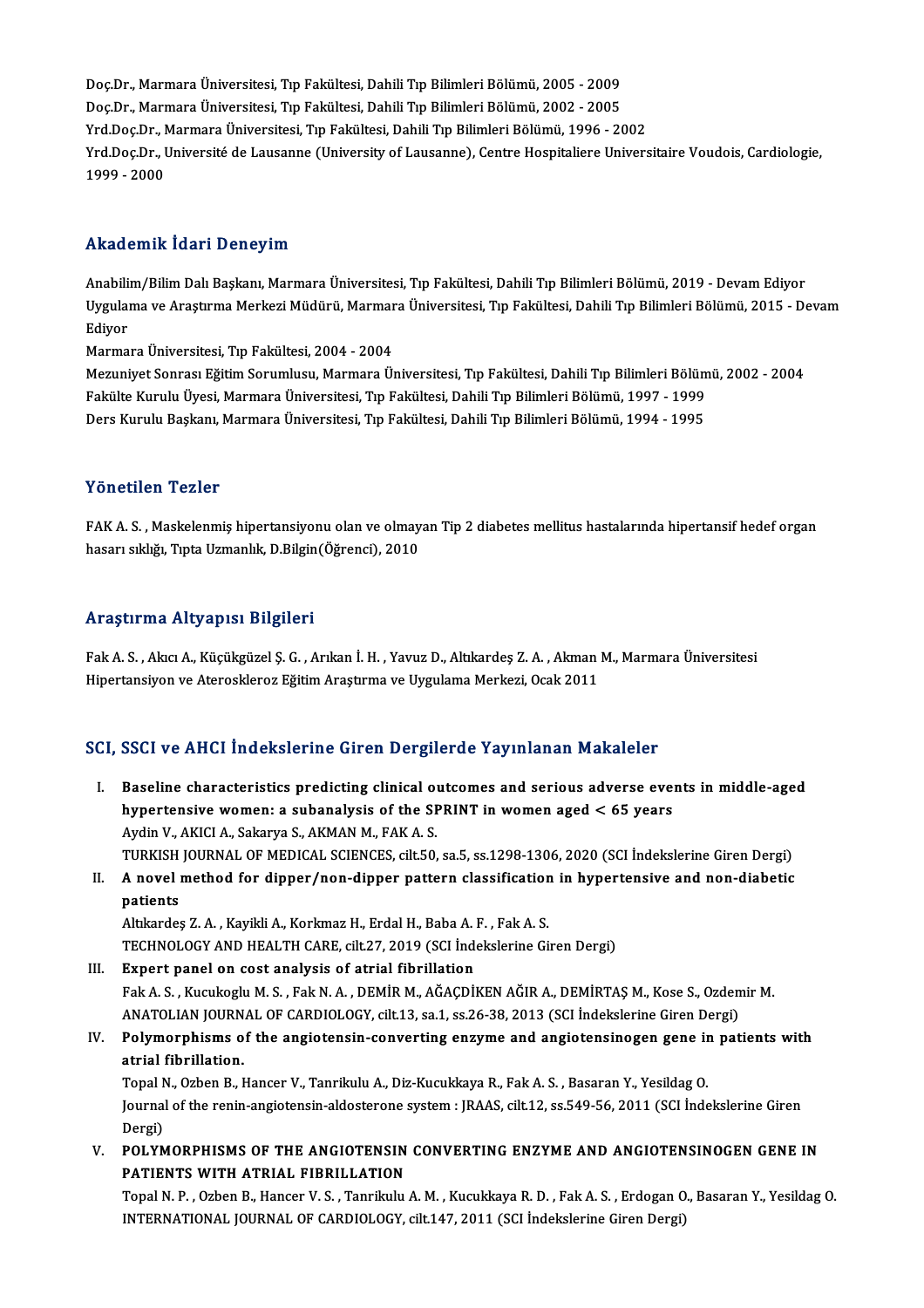Doç.Dr., Marmara Üniversitesi, Tıp Fakültesi, Dahili Tıp Bilimleri Bölümü, 2005 - 2009
Doç.Dr., Marmara Üniversitesi, Tıp Fakültesi, Dahili Tıp Bilimleri Bölümü, 2002 - 2005
Yrd.Doç.Dr., Marmara Üniversitesi, Tıp Fakültesi, Dahili Tıp Bilimleri Bölümü, 1996 - 2002
Yrd.Doç.Dr., Université de Lausanne (University of Lausanne), Centre Hospitaliere Universitaire Voudois, Cardiologie, 1999 - 2000

## Akademik İdari Deneyim

Anabilim/Bilim Dalı Başkanı, Marmara Üniversitesi, Tıp Fakültesi, Dahili Tıp Bilimleri Bölümü, 2019 - Devam Ediyor
Uygulama ve Araştırma Merkezi Müdürü, Marmara Üniversitesi, Tıp Fakültesi, Dahili Tıp Bilimleri Bölümü, 2015 - Devam Ediyor
Marmara Üniversitesi, Tıp Fakültesi, 2004 - 2004
Mezuniyet Sonrası Eğitim Sorumlusu, Marmara Üniversitesi, Tıp Fakültesi, Dahili Tıp Bilimleri Bölümü, 2002 - 2004
Fakülte Kurulu Üyesi, Marmara Üniversitesi, Tıp Fakültesi, Dahili Tıp Bilimleri Bölümü, 1997 - 1999
Ders Kurulu Başkanı, Marmara Üniversitesi, Tıp Fakültesi, Dahili Tıp Bilimleri Bölümü, 1994 - 1995

## Yönetilen Tezler

FAK A. S. , Maskelenmiş hipertansiyonu olan ve olmayan Tip 2 diabetes mellitus hastalarında hipertansif hedef organ hasarı sıklığı, Tıpta Uzmanlık, D.Bilgin(Öğrenci), 2010

## Araştırma Altyapısı Bilgileri

Fak A. S. , Akıcı A., Küçükgüzel Ş. G. , Arıkan İ. H. , Yavuz D., Altıkardeş Z. A. , Akman M., Marmara Üniversitesi Hipertansiyon ve Ateroskleroz Eğitim Araştırma ve Uygulama Merkezi, Ocak 2011

## SCI, SSCI ve AHCI İndekslerine Giren Dergilerde Yayınlanan Makaleler

I. **Baseline characteristics predicting clinical outcomes and serious adverse events in middle-aged hypertensive women: a subanalysis of the SPRINT in women aged < 65 years**
Aydin V., AKICI A., Sakarya S., AKMAN M., FAK A. S.
TURKISH JOURNAL OF MEDICAL SCIENCES, cilt.50, sa.5, ss.1298-1306, 2020 (SCI İndekslerine Giren Dergi)

II. **A novel method for dipper/non-dipper pattern classification in hypertensive and non-diabetic patients**
Altıkardeş Z. A. , Kayikli A., Korkmaz H., Erdal H., Baba A. F. , Fak A. S.
TECHNOLOGY AND HEALTH CARE, cilt.27, 2019 (SCI İndekslerine Giren Dergi)

III. **Expert panel on cost analysis of atrial fibrillation**
Fak A. S. , Kucukoglu M. S. , Fak N. A. , DEMİR M., AĞAÇDİKEN AĞIR A., DEMİRTAŞ M., Kose S., Ozdemir M.
ANATOLIAN JOURNAL OF CARDIOLOGY, cilt.13, sa.1, ss.26-38, 2013 (SCI İndekslerine Giren Dergi)

IV. **Polymorphisms of the angiotensin-converting enzyme and angiotensinogen gene in patients with atrial fibrillation.**
Topal N., Ozben B., Hancer V., Tanrikulu A., Diz-Kucukkaya R., Fak A. S. , Basaran Y., Yesildag O.
Journal of the renin-angiotensin-aldosterone system : JRAAS, cilt.12, ss.549-56, 2011 (SCI İndekslerine Giren Dergi)

V. **POLYMORPHISMS OF THE ANGIOTENSIN CONVERTING ENZYME AND ANGIOTENSINOGEN GENE IN PATIENTS WITH ATRIAL FIBRILLATION**
Topal N. P. , Ozben B., Hancer V. S. , Tanrikulu A. M. , Kucukkaya R. D. , Fak A. S. , Erdogan O., Basaran Y., Yesildag O.
INTERNATIONAL JOURNAL OF CARDIOLOGY, cilt.147, 2011 (SCI İndekslerine Giren Dergi)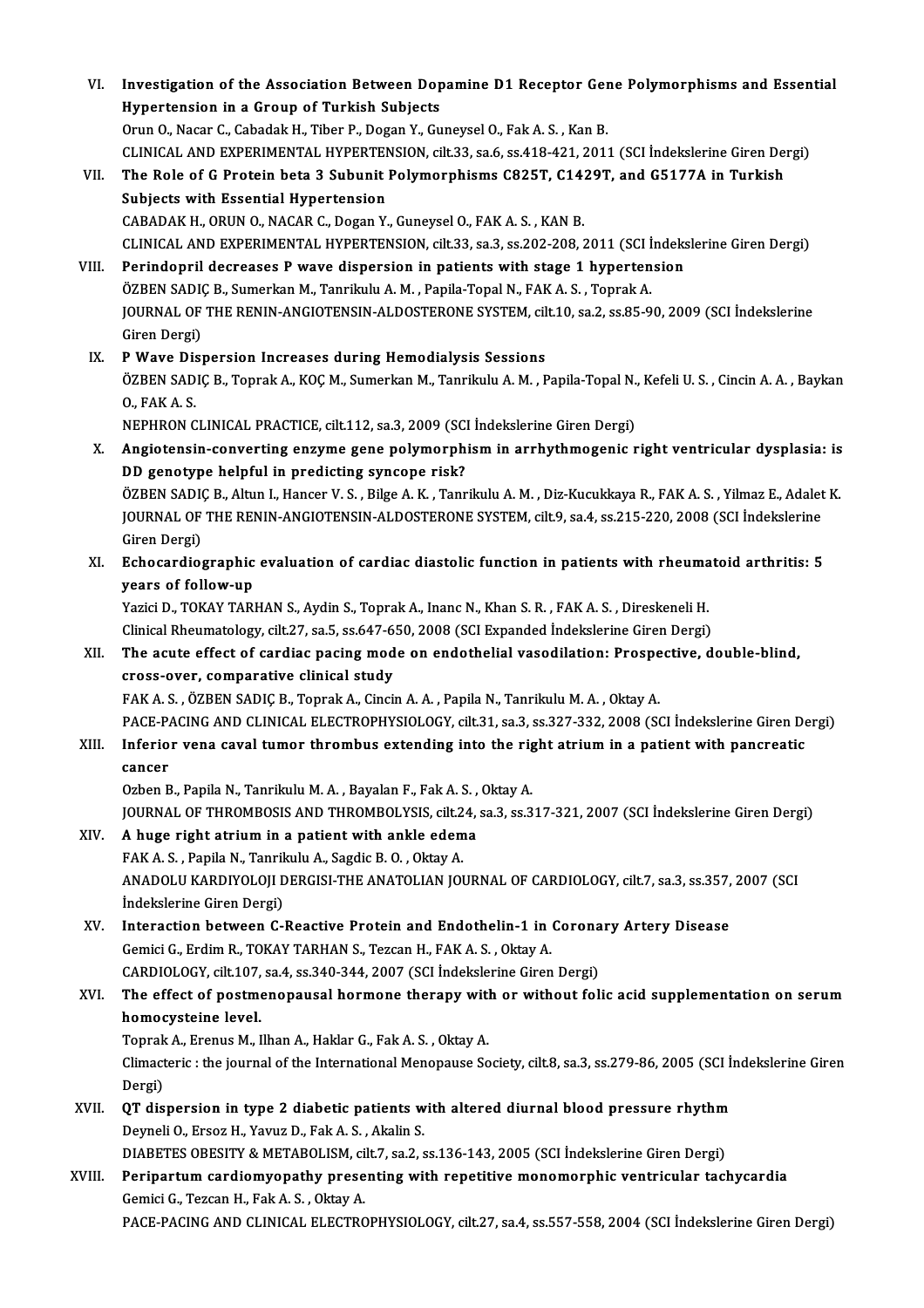VI. **Investigation of the Association Between Dopamine D1 Receptor Gene Polymorphisms and Essential Hypertension in a Group of Turkish Subjects**
Orun O., Nacar C., Cabadak H., Tiber P., Dogan Y., Guneysel O., Fak A. S. , Kan B.
CLINICAL AND EXPERIMENTAL HYPERTENSION, cilt.33, sa.6, ss.418-421, 2011 (SCI İndekslerine Giren Dergi)

VII. **The Role of G Protein beta 3 Subunit Polymorphisms C825T, C1429T, and G5177A in Turkish Subjects with Essential Hypertension**
CABADAK H., ORUN O., NACAR C., Dogan Y., Guneysel O., FAK A. S. , KAN B.
CLINICAL AND EXPERIMENTAL HYPERTENSION, cilt.33, sa.3, ss.202-208, 2011 (SCI İndekslerine Giren Dergi)

VIII. **Perindopril decreases P wave dispersion in patients with stage 1 hypertension**
ÖZBEN SADIÇ B., Sumerkan M., Tanrikulu A. M. , Papila-Topal N., FAK A. S. , Toprak A.
JOURNAL OF THE RENIN-ANGIOTENSIN-ALDOSTERONE SYSTEM, cilt.10, sa.2, ss.85-90, 2009 (SCI İndekslerine Giren Dergi)

IX. **P Wave Dispersion Increases during Hemodialysis Sessions**
ÖZBEN SADIÇ B., Toprak A., KOÇ M., Sumerkan M., Tanrikulu A. M. , Papila-Topal N., Kefeli U. S. , Cincin A. A. , Baykan O., FAK A. S.
NEPHRON CLINICAL PRACTICE, cilt.112, sa.3, 2009 (SCI İndekslerine Giren Dergi)

X. **Angiotensin-converting enzyme gene polymorphism in arrhythmogenic right ventricular dysplasia: is DD genotype helpful in predicting syncope risk?**
ÖZBEN SADIÇ B., Altun I., Hancer V. S. , Bilge A. K. , Tanrikulu A. M. , Diz-Kucukkaya R., FAK A. S. , Yilmaz E., Adalet K.
JOURNAL OF THE RENIN-ANGIOTENSIN-ALDOSTERONE SYSTEM, cilt.9, sa.4, ss.215-220, 2008 (SCI İndekslerine Giren Dergi)

XI. **Echocardiographic evaluation of cardiac diastolic function in patients with rheumatoid arthritis: 5 years of follow-up**
Yazici D., TOKAY TARHAN S., Aydin S., Toprak A., Inanc N., Khan S. R. , FAK A. S. , Direskeneli H.
Clinical Rheumatology, cilt.27, sa.5, ss.647-650, 2008 (SCI Expanded İndekslerine Giren Dergi)

XII. **The acute effect of cardiac pacing mode on endothelial vasodilation: Prospective, double-blind, cross-over, comparative clinical study**
FAK A. S. , ÖZBEN SADIÇ B., Toprak A., Cincin A. A. , Papila N., Tanrikulu M. A. , Oktay A.
PACE-PACING AND CLINICAL ELECTROPHYSIOLOGY, cilt.31, sa.3, ss.327-332, 2008 (SCI İndekslerine Giren Dergi)

XIII. **Inferior vena caval tumor thrombus extending into the right atrium in a patient with pancreatic cancer**
Ozben B., Papila N., Tanrikulu M. A. , Bayalan F., Fak A. S. , Oktay A.
JOURNAL OF THROMBOSIS AND THROMBOLYSIS, cilt.24, sa.3, ss.317-321, 2007 (SCI İndekslerine Giren Dergi)

XIV. **A huge right atrium in a patient with ankle edema**
FAK A. S. , Papila N., Tanrikulu A., Sagdic B. O. , Oktay A.
ANADOLU KARDIYOLOJI DERGISI-THE ANATOLIAN JOURNAL OF CARDIOLOGY, cilt.7, sa.3, ss.357, 2007 (SCI İndekslerine Giren Dergi)

XV. **Interaction between C-Reactive Protein and Endothelin-1 in Coronary Artery Disease**
Gemici G., Erdim R., TOKAY TARHAN S., Tezcan H., FAK A. S. , Oktay A.
CARDIOLOGY, cilt.107, sa.4, ss.340-344, 2007 (SCI İndekslerine Giren Dergi)

XVI. **The effect of postmenopausal hormone therapy with or without folic acid supplementation on serum homocysteine level.**
Toprak A., Erenus M., Ilhan A., Haklar G., Fak A. S. , Oktay A.
Climacteric : the journal of the International Menopause Society, cilt.8, sa.3, ss.279-86, 2005 (SCI İndekslerine Giren Dergi)

XVII. **QT dispersion in type 2 diabetic patients with altered diurnal blood pressure rhythm**
Deyneli O., Ersoz H., Yavuz D., Fak A. S. , Akalin S.
DIABETES OBESITY & METABOLISM, cilt.7, sa.2, ss.136-143, 2005 (SCI İndekslerine Giren Dergi)

XVIII. **Peripartum cardiomyopathy presenting with repetitive monomorphic ventricular tachycardia**
Gemici G., Tezcan H., Fak A. S. , Oktay A.
PACE-PACING AND CLINICAL ELECTROPHYSIOLOGY, cilt.27, sa.4, ss.557-558, 2004 (SCI İndekslerine Giren Dergi)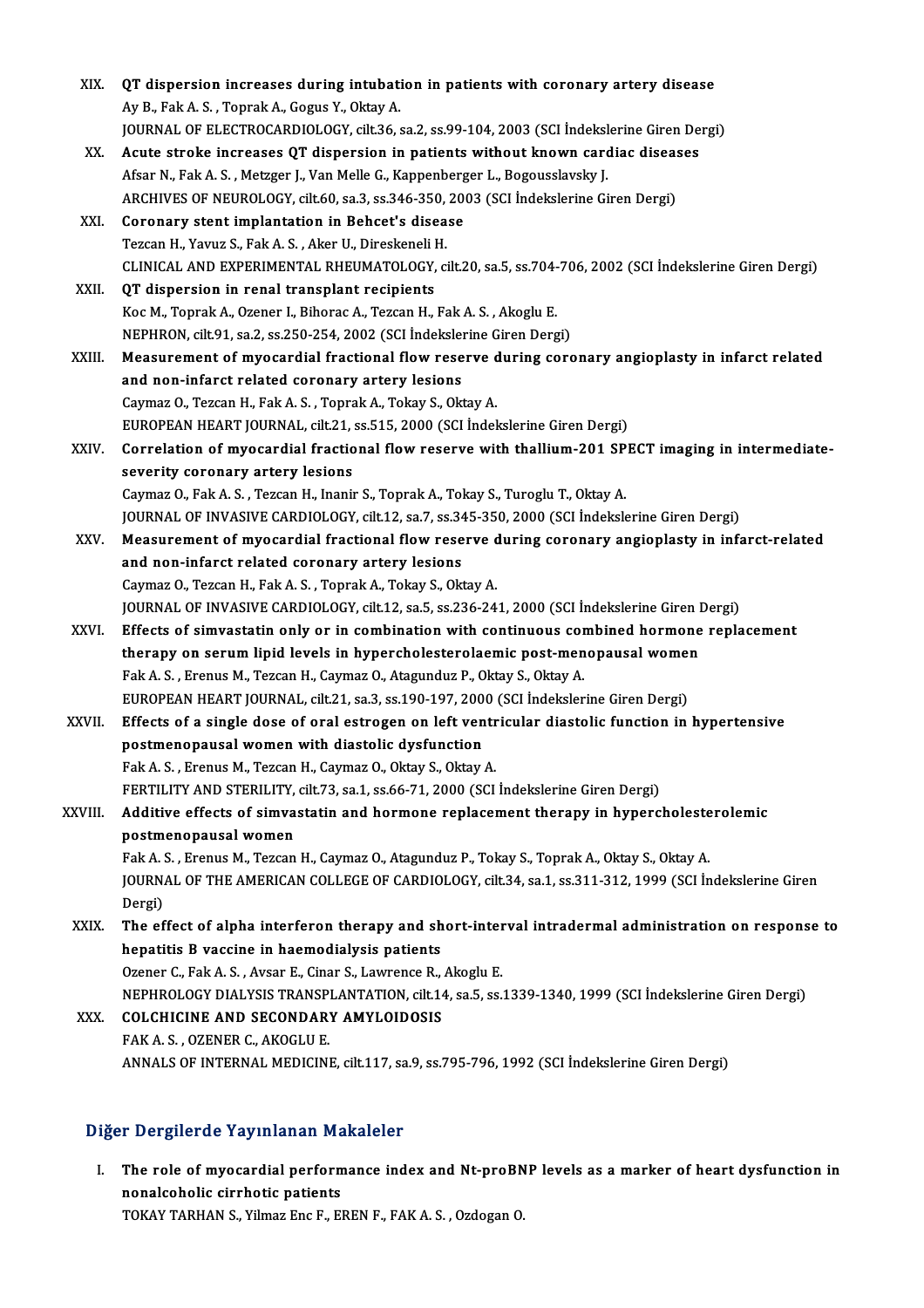XIX. **QT dispersion increases during intubation in patients with coronary artery disease**
Ay B., Fak A. S. , Toprak A., Gogus Y., Oktay A.
JOURNAL OF ELECTROCARDIOLOGY, cilt.36, sa.2, ss.99-104, 2003 (SCI İndekslerine Giren Dergi)

XX. **Acute stroke increases QT dispersion in patients without known cardiac diseases**
Afsar N., Fak A. S. , Metzger J., Van Melle G., Kappenberger L., Bogousslavsky J.
ARCHIVES OF NEUROLOGY, cilt.60, sa.3, ss.346-350, 2003 (SCI İndekslerine Giren Dergi)

XXI. **Coronary stent implantation in Behcet's disease**
Tezcan H., Yavuz S., Fak A. S. , Aker U., Direskeneli H.
CLINICAL AND EXPERIMENTAL RHEUMATOLOGY, cilt.20, sa.5, ss.704-706, 2002 (SCI İndekslerine Giren Dergi)

XXII. **QT dispersion in renal transplant recipients**
Koc M., Toprak A., Ozener I., Bihorac A., Tezcan H., Fak A. S. , Akoglu E.
NEPHRON, cilt.91, sa.2, ss.250-254, 2002 (SCI İndekslerine Giren Dergi)

XXIII. **Measurement of myocardial fractional flow reserve during coronary angioplasty in infarct related and non-infarct related coronary artery lesions**
Caymaz O., Tezcan H., Fak A. S. , Toprak A., Tokay S., Oktay A.
EUROPEAN HEART JOURNAL, cilt.21, ss.515, 2000 (SCI İndekslerine Giren Dergi)

XXIV. **Correlation of myocardial fractional flow reserve with thallium-201 SPECT imaging in intermediate-severity coronary artery lesions**
Caymaz O., Fak A. S. , Tezcan H., Inanir S., Toprak A., Tokay S., Turoglu T., Oktay A.
JOURNAL OF INVASIVE CARDIOLOGY, cilt.12, sa.7, ss.345-350, 2000 (SCI İndekslerine Giren Dergi)

XXV. **Measurement of myocardial fractional flow reserve during coronary angioplasty in infarct-related and non-infarct related coronary artery lesions**
Caymaz O., Tezcan H., Fak A. S. , Toprak A., Tokay S., Oktay A.
JOURNAL OF INVASIVE CARDIOLOGY, cilt.12, sa.5, ss.236-241, 2000 (SCI İndekslerine Giren Dergi)

XXVI. **Effects of simvastatin only or in combination with continuous combined hormone replacement therapy on serum lipid levels in hypercholesterolaemic post-menopausal women**
Fak A. S. , Erenus M., Tezcan H., Caymaz O., Atagunduz P., Oktay S., Oktay A.
EUROPEAN HEART JOURNAL, cilt.21, sa.3, ss.190-197, 2000 (SCI İndekslerine Giren Dergi)

XXVII. **Effects of a single dose of oral estrogen on left ventricular diastolic function in hypertensive postmenopausal women with diastolic dysfunction**
Fak A. S. , Erenus M., Tezcan H., Caymaz O., Oktay S., Oktay A.
FERTILITY AND STERILITY, cilt.73, sa.1, ss.66-71, 2000 (SCI İndekslerine Giren Dergi)

XXVIII. **Additive effects of simvastatin and hormone replacement therapy in hypercholesterolemic postmenopausal women**
Fak A. S. , Erenus M., Tezcan H., Caymaz O., Atagunduz P., Tokay S., Toprak A., Oktay S., Oktay A.
JOURNAL OF THE AMERICAN COLLEGE OF CARDIOLOGY, cilt.34, sa.1, ss.311-312, 1999 (SCI İndekslerine Giren Dergi)

XXIX. **The effect of alpha interferon therapy and short-interval intradermal administration on response to hepatitis B vaccine in haemodialysis patients**
Ozener C., Fak A. S. , Avsar E., Cinar S., Lawrence R., Akoglu E.
NEPHROLOGY DIALYSIS TRANSPLANTATION, cilt.14, sa.5, ss.1339-1340, 1999 (SCI İndekslerine Giren Dergi)

XXX. **COLCHICINE AND SECONDARY AMYLOIDOSIS**
FAK A. S. , OZENER C., AKOGLU E.
ANNALS OF INTERNAL MEDICINE, cilt.117, sa.9, ss.795-796, 1992 (SCI İndekslerine Giren Dergi)

## Diğer Dergilerde Yayınlanan Makaleler

I. **The role of myocardial performance index and Nt-proBNP levels as a marker of heart dysfunction in nonalcoholic cirrhotic patients**
TOKAY TARHAN S., Yilmaz Enc F., EREN F., FAK A. S. , Ozdogan O.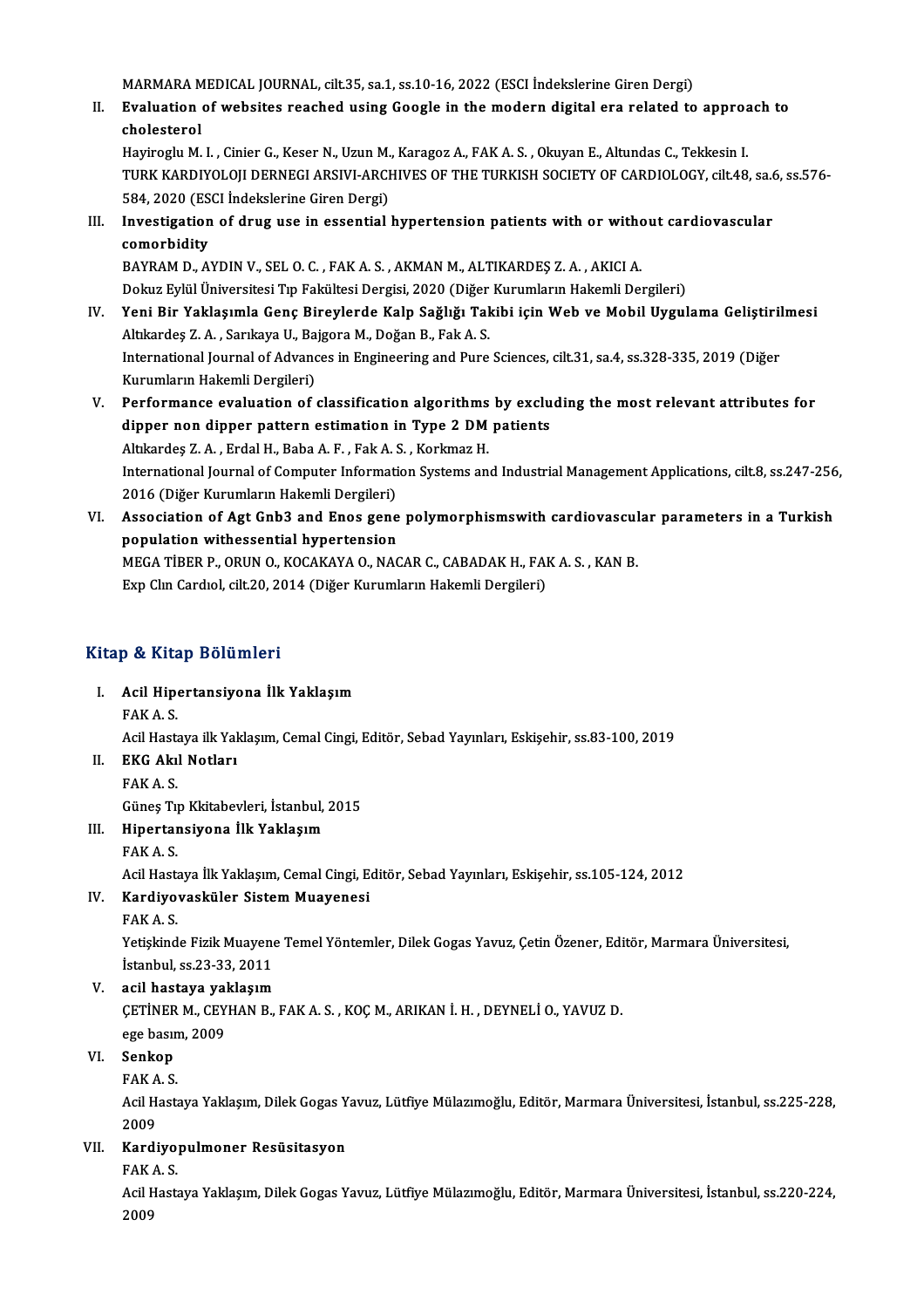MARMARA MEDICAL JOURNAL, cilt.35, sa.1, ss.10-16, 2022 (ESCI İndekslerine Giren Dergi)

II. **Evaluation of websites reached using Google in the modern digital era related to approach to cholesterol**
Hayiroglu M. I. , Cinier G., Keser N., Uzun M., Karagoz A., FAK A. S. , Okuyan E., Altundas C., Tekkesin I.
TURK KARDIYOLOJI DERNEGI ARSIVI-ARCHIVES OF THE TURKISH SOCIETY OF CARDIOLOGY, cilt.48, sa.6, ss.576-584, 2020 (ESCI İndekslerine Giren Dergi)

III. **Investigation of drug use in essential hypertension patients with or without cardiovascular comorbidity**
BAYRAM D., AYDIN V., SEL O. C. , FAK A. S. , AKMAN M., ALTIKARDEŞ Z. A. , AKICI A.
Dokuz Eylül Üniversitesi Tıp Fakültesi Dergisi, 2020 (Diğer Kurumların Hakemli Dergileri)

IV. **Yeni Bir Yaklaşımla Genç Bireylerde Kalp Sağlığı Takibi için Web ve Mobil Uygulama Geliştirilmesi**
Altıkardeş Z. A. , Sarıkaya U., Bajgora M., Doğan B., Fak A. S.
International Journal of Advances in Engineering and Pure Sciences, cilt.31, sa.4, ss.328-335, 2019 (Diğer Kurumların Hakemli Dergileri)

V. **Performance evaluation of classification algorithms by excluding the most relevant attributes for dipper non dipper pattern estimation in Type 2 DM patients**
Altıkardeş Z. A. , Erdal H., Baba A. F. , Fak A. S. , Korkmaz H.
International Journal of Computer Information Systems and Industrial Management Applications, cilt.8, ss.247-256, 2016 (Diğer Kurumların Hakemli Dergileri)

VI. **Association of Agt Gnb3 and Enos gene polymorphismswith cardiovascular parameters in a Turkish population withessential hypertension**
MEGA TİBER P., ORUN O., KOCAKAYA O., NACAR C., CABADAK H., FAK A. S. , KAN B.
Exp Clın Cardıol, cilt.20, 2014 (Diğer Kurumların Hakemli Dergileri)

## Kitap & Kitap Bölümleri

I. **Acil Hipertansiyona İlk Yaklaşım**
FAK A. S.
Acil Hastaya ilk Yaklaşım, Cemal Cingi, Editör, Sebad Yayınları, Eskişehir, ss.83-100, 2019

II. **EKG Akıl Notları**
FAK A. S.
Güneş Tıp Kkitabevleri, İstanbul, 2015

III. **Hipertansiyona İlk Yaklaşım**
FAK A. S.
Acil Hastaya İlk Yaklaşım, Cemal Cingi, Editör, Sebad Yayınları, Eskişehir, ss.105-124, 2012

IV. **Kardiyovasküler Sistem Muayenesi**
FAK A. S.
Yetişkinde Fizik Muayene Temel Yöntemler, Dilek Gogas Yavuz, Çetin Özener, Editör, Marmara Üniversitesi, İstanbul, ss.23-33, 2011

V. **acil hastaya yaklaşım**
ÇETİNER M., CEYHAN B., FAK A. S. , KOÇ M., ARIKAN İ. H. , DEYNELİ O., YAVUZ D.
ege basım, 2009

VI. **Senkop**
FAK A. S.
Acil Hastaya Yaklaşım, Dilek Gogas Yavuz, Lütfiye Mülazımoğlu, Editör, Marmara Üniversitesi, İstanbul, ss.225-228, 2009

VII. **Kardiyopulmoner Resüsitasyon**
FAK A. S.
Acil Hastaya Yaklaşım, Dilek Gogas Yavuz, Lütfiye Mülazımoğlu, Editör, Marmara Üniversitesi, İstanbul, ss.220-224, 2009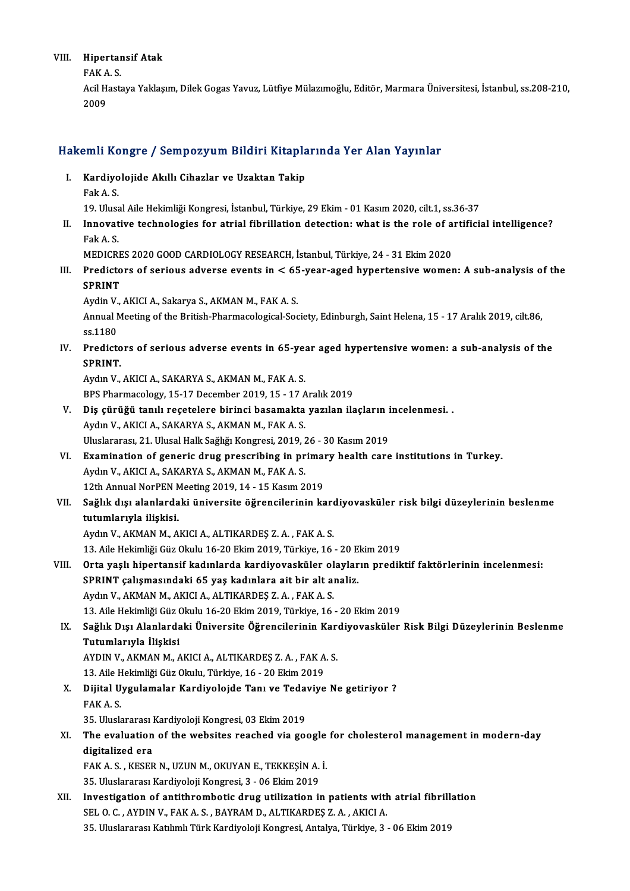VIII. **Hipertansif Atak**
FAK A. S.
Acil Hastaya Yaklaşım, Dilek Gogas Yavuz, Lütfiye Mülazımoğlu, Editör, Marmara Üniversitesi, İstanbul, ss.208-210, 2009

## Hakemli Kongre / Sempozyum Bildiri Kitaplarında Yer Alan Yayınlar

I. **Kardiyolojide Akıllı Cihazlar ve Uzaktan Takip**
Fak A. S.
19. Ulusal Aile Hekimliği Kongresi, İstanbul, Türkiye, 29 Ekim - 01 Kasım 2020, cilt.1, ss.36-37

II. **Innovative technologies for atrial fibrillation detection: what is the role of artificial intelligence?**
Fak A. S.
MEDICRES 2020 GOOD CARDIOLOGY RESEARCH, İstanbul, Türkiye, 24 - 31 Ekim 2020

III. **Predictors of serious adverse events in < 65-year-aged hypertensive women: A sub-analysis of the SPRINT**
Aydin V., AKICI A., Sakarya S., AKMAN M., FAK A. S.
Annual Meeting of the British-Pharmacological-Society, Edinburgh, Saint Helena, 15 - 17 Aralık 2019, cilt.86, ss.1180

IV. **Predictors of serious adverse events in 65-year aged hypertensive women: a sub-analysis of the SPRINT.**
Aydın V., AKICI A., SAKARYA S., AKMAN M., FAK A. S.
BPS Pharmacology, 15-17 December 2019, 15 - 17 Aralık 2019

V. **Diş çürüğü tanılı reçetelere birinci basamakta yazılan ilaçların incelenmesi. .**
Aydın V., AKICI A., SAKARYA S., AKMAN M., FAK A. S.
Uluslararası, 21. Ulusal Halk Sağlığı Kongresi, 2019, 26 - 30 Kasım 2019

VI. **Examination of generic drug prescribing in primary health care institutions in Turkey.**
Aydın V., AKICI A., SAKARYA S., AKMAN M., FAK A. S.
12th Annual NorPEN Meeting 2019, 14 - 15 Kasım 2019

VII. **Sağlık dışı alanlardaki üniversite öğrencilerinin kardiyovasküler risk bilgi düzeylerinin beslenme tutumlarıyla ilişkisi.**
Aydın V., AKMAN M., AKICI A., ALTIKARDEŞ Z. A. , FAK A. S.
13. Aile Hekimliği Güz Okulu 16-20 Ekim 2019, Türkiye, 16 - 20 Ekim 2019

VIII. **Orta yaşlı hipertansif kadınlarda kardiyovasküler olayların prediktif faktörlerinin incelenmesi: SPRINT çalışmasındaki 65 yaş kadınlara ait bir alt analiz.**
Aydın V., AKMAN M., AKICI A., ALTIKARDEŞ Z. A. , FAK A. S.
13. Aile Hekimliği Güz Okulu 16-20 Ekim 2019, Türkiye, 16 - 20 Ekim 2019

IX. **Sağlık Dışı Alanlardaki Üniversite Öğrencilerinin Kardiyovasküler Risk Bilgi Düzeylerinin Beslenme Tutumlarıyla İlişkisi**
AYDIN V., AKMAN M., AKICI A., ALTIKARDEŞ Z. A. , FAK A. S.
13. Aile Hekimliği Güz Okulu, Türkiye, 16 - 20 Ekim 2019

X. **Dijital Uygulamalar Kardiyolojde Tanı ve Tedaviye Ne getiriyor ?**
FAK A. S.
35. Uluslararası Kardiyoloji Kongresi, 03 Ekim 2019

XI. **The evaluation of the websites reached via google for cholesterol management in modern-day digitalized era**
FAK A. S. , KESER N., UZUN M., OKUYAN E., TEKKEŞİN A. İ.
35. Uluslararası Kardiyoloji Kongresi, 3 - 06 Ekim 2019

XII. **Investigation of antithrombotic drug utilization in patients with atrial fibrillation**
SEL O. C. , AYDIN V., FAK A. S. , BAYRAM D., ALTIKARDEŞ Z. A. , AKICI A.
35. Uluslararası Katılımlı Türk Kardiyoloji Kongresi, Antalya, Türkiye, 3 - 06 Ekim 2019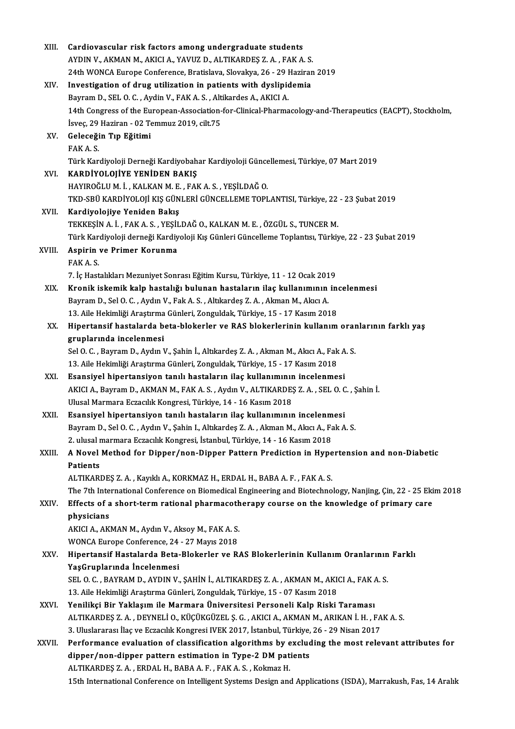XIII. **Cardiovascular risk factors among undergraduate students**
AYDIN V., AKMAN M., AKICI A., YAVUZ D., ALTIKARDEŞ Z. A. , FAK A. S.
24th WONCA Europe Conference, Bratislava, Slovakya, 26 - 29 Haziran 2019

XIV. **Investigation of drug utilization in patients with dyslipidemia**
Bayram D., SEL O. C. , Aydin V., FAK A. S. , Altikardes A., AKICI A.
14th Congress of the European-Association-for-Clinical-Pharmacology-and-Therapeutics (EACPT), Stockholm, İsveç, 29 Haziran - 02 Temmuz 2019, cilt.75

XV. **Geleceğin Tıp Eğitimi**
FAK A. S.
Türk Kardiyoloji Derneği Kardiyobahar Kardiyoloji Güncellemesi, Türkiye, 07 Mart 2019

XVI. **KARDİYOLOJİYE YENİDEN BAKIŞ**
HAYIROĞLU M. İ. , KALKAN M. E. , FAK A. S. , YEŞİLDAĞ O.
TKD-SBÜ KARDİYOLOJİ KIŞ GÜNLERİ GÜNCELLEME TOPLANTISI, Türkiye, 22 - 23 Şubat 2019

XVII. **Kardiyolojiye Yeniden Bakış**
TEKKEŞİN A. İ. , FAK A. S. , YEŞİLDAĞ O., KALKAN M. E. , ÖZGÜL S., TUNCER M.
Türk Kardiyoloji derneği Kardiyoloji Kış Günleri Güncelleme Toplantısı, Türkiye, 22 - 23 Şubat 2019

XVIII. **Aspirin ve Primer Korunma**
FAK A. S.
7. İç Hastalıkları Mezuniyet Sonrası Eğitim Kursu, Türkiye, 11 - 12 Ocak 2019

XIX. **Kronik iskemik kalp hastalığı bulunan hastaların ilaç kullanımının incelenmesi**
Bayram D., Sel O. C. , Aydın V., Fak A. S. , Altıkardeş Z. A. , Akman M., Akıcı A.
13. Aile Hekimliği Araştırma Günleri, Zonguldak, Türkiye, 15 - 17 Kasım 2018

XX. **Hipertansif hastalarda beta-blokerler ve RAS blokerlerinin kullanım oranlarının farklı yaş gruplarında incelenmesi**
Sel O. C. , Bayram D., Aydın V., Şahin İ., Altıkardeş Z. A. , Akman M., Akıcı A., Fak A. S.
13. Aile Hekimliği Araştırma Günleri, Zonguldak, Türkiye, 15 - 17 Kasım 2018

XXI. **Esansiyel hipertansiyon tanılı hastaların ilaç kullanımının incelenmesi**
AKICI A., Bayram D., AKMAN M., FAK A. S. , Aydın V., ALTIKARDEŞ Z. A. , SEL O. C. , Şahin İ.
Ulusal Marmara Eczacılık Kongresi, Türkiye, 14 - 16 Kasım 2018

XXII. **Esansiyel hipertansiyon tanılı hastaların ilaç kullanımının incelenmesi**
Bayram D., Sel O. C. , Aydın V., Şahin I., Altıkardeş Z. A. , Akman M., Akıcı A., Fak A. S.
2. ulusal marmara Eczacılık Kongresi, İstanbul, Türkiye, 14 - 16 Kasım 2018

XXIII. **A Novel Method for Dipper/non-Dipper Pattern Prediction in Hypertension and non-Diabetic Patients**
ALTIKARDEŞ Z. A. , Kayıklı A., KORKMAZ H., ERDAL H., BABA A. F. , FAK A. S.
The 7th International Conference on Biomedical Engineering and Biotechnology, Nanjing, Çin, 22 - 25 Ekim 2018

XXIV. **Effects of a short-term rational pharmacotherapy course on the knowledge of primary care physicians**
AKICI A., AKMAN M., Aydın V., Aksoy M., FAK A. S.
WONCA Europe Conference, 24 - 27 Mayıs 2018

XXV. **Hipertansif Hastalarda Beta-Blokerler ve RAS Blokerlerinin Kullanım Oranlarının Farklı YaşGruplarında İncelenmesi**
SEL O. C. , BAYRAM D., AYDIN V., ŞAHİN İ., ALTIKARDEŞ Z. A. , AKMAN M., AKICI A., FAK A. S.
13. Aile Hekimliği Araştırma Günleri, Zonguldak, Türkiye, 15 - 07 Kasım 2018

XXVI. **Yenilikçi Bir Yaklaşım ile Marmara Üniversitesi Personeli Kalp Riski Taraması**
ALTIKARDEŞ Z. A. , DEYNELİ O., KÜÇÜKGÜZEL Ş. G. , AKICI A., AKMAN M., ARIKAN İ. H. , FAK A. S.
3. Uluslararası İlaç ve Eczacılık Kongresi IVEK 2017, İstanbul, Türkiye, 26 - 29 Nisan 2017

XXVII. **Performance evaluation of classification algorithms by excluding the most relevant attributes for dipper/non-dipper pattern estimation in Type-2 DM patients**
ALTIKARDEŞ Z. A. , ERDAL H., BABA A. F. , FAK A. S. , Kokmaz H.
15th International Conference on Intelligent Systems Design and Applications (ISDA), Marrakush, Fas, 14 Aralık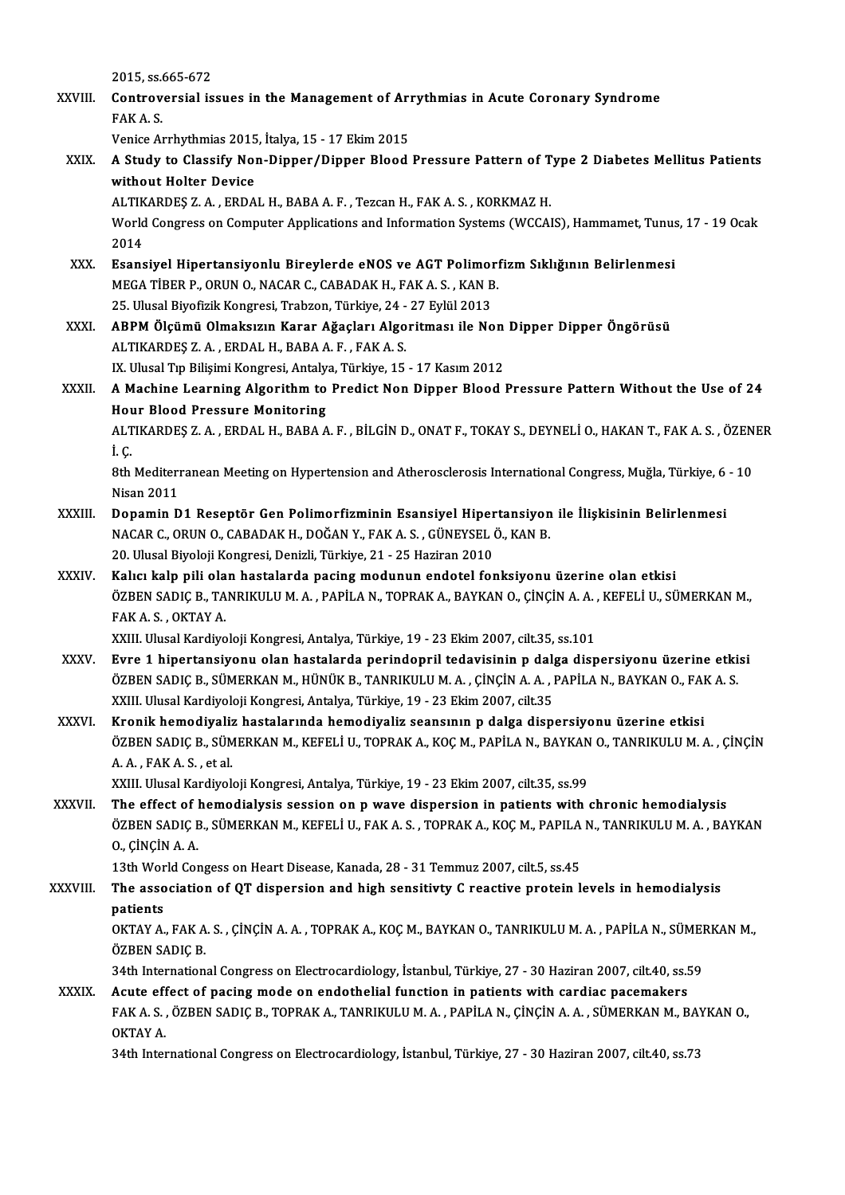2015, ss.665-672

XXVIII. **Controversial issues in the Management of Arrythmias in Acute Coronary Syndrome**
FAK A. S.
Venice Arrhythmias 2015, İtalya, 15 - 17 Ekim 2015

XXIX. **A Study to Classify Non-Dipper/Dipper Blood Pressure Pattern of Type 2 Diabetes Mellitus Patients without Holter Device**
ALTIKARDEŞ Z. A. , ERDAL H., BABA A. F. , Tezcan H., FAK A. S. , KORKMAZ H.
World Congress on Computer Applications and Information Systems (WCCAIS), Hammamet, Tunus, 17 - 19 Ocak 2014

XXX. **Esansiyel Hipertansiyonlu Bireylerde eNOS ve AGT Polimorfizm Sıklığının Belirlenmesi**
MEGA TİBER P., ORUN O., NACAR C., CABADAK H., FAK A. S. , KAN B.
25. Ulusal Biyofizik Kongresi, Trabzon, Türkiye, 24 - 27 Eylül 2013

XXXI. **ABPM Ölçümü Olmaksızın Karar Ağaçları Algoritması ile Non Dipper Dipper Öngörüsü**
ALTIKARDEŞ Z. A. , ERDAL H., BABA A. F. , FAK A. S.
IX. Ulusal Tıp Bilişimi Kongresi, Antalya, Türkiye, 15 - 17 Kasım 2012

XXXII. **A Machine Learning Algorithm to Predict Non Dipper Blood Pressure Pattern Without the Use of 24 Hour Blood Pressure Monitoring**
ALTIKARDEŞ Z. A. , ERDAL H., BABA A. F. , BİLGİN D., ONAT F., TOKAY S., DEYNELİ O., HAKAN T., FAK A. S. , ÖZENER İ. Ç.
8th Mediterranean Meeting on Hypertension and Atherosclerosis International Congress, Muğla, Türkiye, 6 - 10 Nisan 2011

XXXIII. **Dopamin D1 Reseptör Gen Polimorfizminin Esansiyel Hipertansiyon ile İlişkisinin Belirlenmesi**
NACAR C., ORUN O., CABADAK H., DOĞAN Y., FAK A. S. , GÜNEYSEL Ö., KAN B.
20. Ulusal Biyoloji Kongresi, Denizli, Türkiye, 21 - 25 Haziran 2010

XXXIV. **Kalıcı kalp pili olan hastalarda pacing modunun endotel fonksiyonu üzerine olan etkisi**
ÖZBEN SADIÇ B., TANRIKULU M. A. , PAPİLA N., TOPRAK A., BAYKAN O., ÇİNÇİN A. A. , KEFELİ U., SÜMERKAN M., FAK A. S. , OKTAY A.
XXIII. Ulusal Kardiyoloji Kongresi, Antalya, Türkiye, 19 - 23 Ekim 2007, cilt.35, ss.101

XXXV. **Evre 1 hipertansiyonu olan hastalarda perindopril tedavisinin p dalga dispersiyonu üzerine etkisi**
ÖZBEN SADIÇ B., SÜMERKAN M., HÜNÜK B., TANRIKULU M. A. , ÇİNÇİN A. A. , PAPİLA N., BAYKAN O., FAK A. S.
XXIII. Ulusal Kardiyoloji Kongresi, Antalya, Türkiye, 19 - 23 Ekim 2007, cilt.35

XXXVI. **Kronik hemodiyaliz hastalarında hemodiyaliz seansının p dalga dispersiyonu üzerine etkisi**
ÖZBEN SADIÇ B., SÜMERKAN M., KEFELİ U., TOPRAK A., KOÇ M., PAPİLA N., BAYKAN O., TANRIKULU M. A. , ÇİNÇİN A. A. , FAK A. S. , et al.
XXIII. Ulusal Kardiyoloji Kongresi, Antalya, Türkiye, 19 - 23 Ekim 2007, cilt.35, ss.99

XXXVII. **The effect of hemodialysis session on p wave dispersion in patients with chronic hemodialysis**
ÖZBEN SADIÇ B., SÜMERKAN M., KEFELİ U., FAK A. S. , TOPRAK A., KOÇ M., PAPILA N., TANRIKULU M. A. , BAYKAN O., ÇİNÇİN A. A.
13th World Congess on Heart Disease, Kanada, 28 - 31 Temmuz 2007, cilt.5, ss.45

XXXVIII. **The association of QT dispersion and high sensitivty C reactive protein levels in hemodialysis patients**
OKTAY A., FAK A. S. , ÇİNÇİN A. A. , TOPRAK A., KOÇ M., BAYKAN O., TANRIKULU M. A. , PAPİLA N., SÜMERKAN M., ÖZBEN SADIÇ B.
34th International Congress on Electrocardiology, İstanbul, Türkiye, 27 - 30 Haziran 2007, cilt.40, ss.59

XXXIX. **Acute effect of pacing mode on endothelial function in patients with cardiac pacemakers**
FAK A. S. , ÖZBEN SADIÇ B., TOPRAK A., TANRIKULU M. A. , PAPİLA N., ÇİNÇİN A. A. , SÜMERKAN M., BAYKAN O., OKTAY A.
34th International Congress on Electrocardiology, İstanbul, Türkiye, 27 - 30 Haziran 2007, cilt.40, ss.73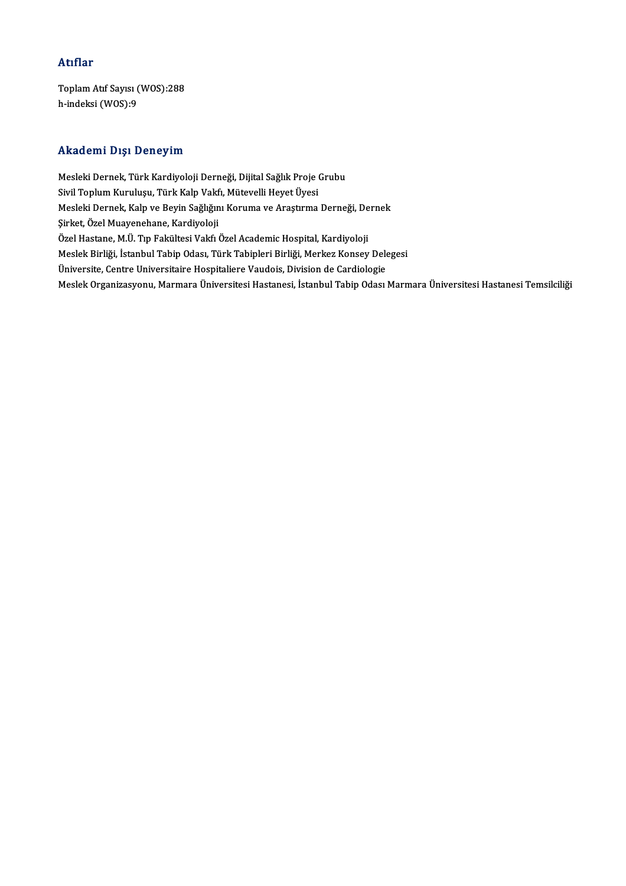## Atıflar

Toplam Atıf Sayısı (WOS):288
h-indeksi (WOS):9

## Akademi Dışı Deneyim

Mesleki Dernek, Türk Kardiyoloji Derneği, Dijital Sağlık Proje Grubu
Sivil Toplum Kuruluşu, Türk Kalp Vakfı, Mütevelli Heyet Üyesi
Mesleki Dernek, Kalp ve Beyin Sağlığını Koruma ve Araştırma Derneği, Dernek
Şirket, Özel Muayenehane, Kardiyoloji
Özel Hastane, M.Ü. Tıp Fakültesi Vakfı Özel Academic Hospital, Kardiyoloji
Meslek Birliği, İstanbul Tabip Odası, Türk Tabipleri Birliği, Merkez Konsey Delegesi
Üniversite, Centre Universitaire Hospitaliere Vaudois, Division de Cardiologie
Meslek Organizasyonu, Marmara Üniversitesi Hastanesi, İstanbul Tabip Odası Marmara Üniversitesi Hastanesi Temsilciliği